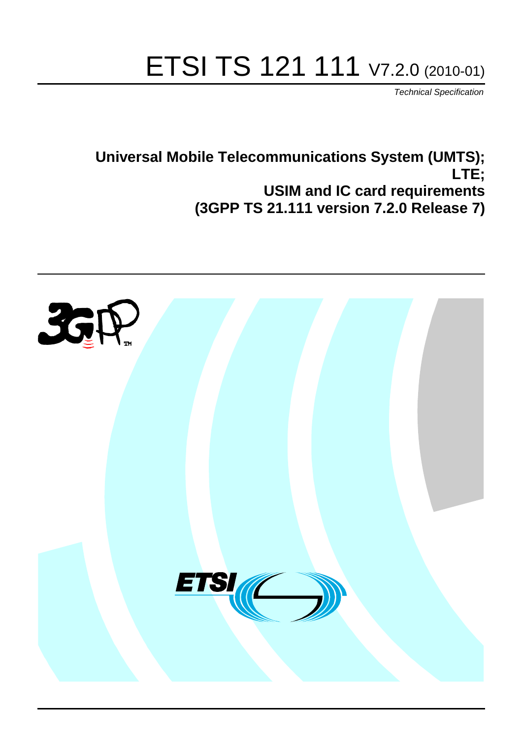# ETSI TS 121 111 V7.2.0 (2010-01)

*Technical Specification*

**Universal Mobile Telecommunications System (UMTS); LTE; USIM and IC card requirements (3GPP TS 21.111 version 7.2.0 Release 7)**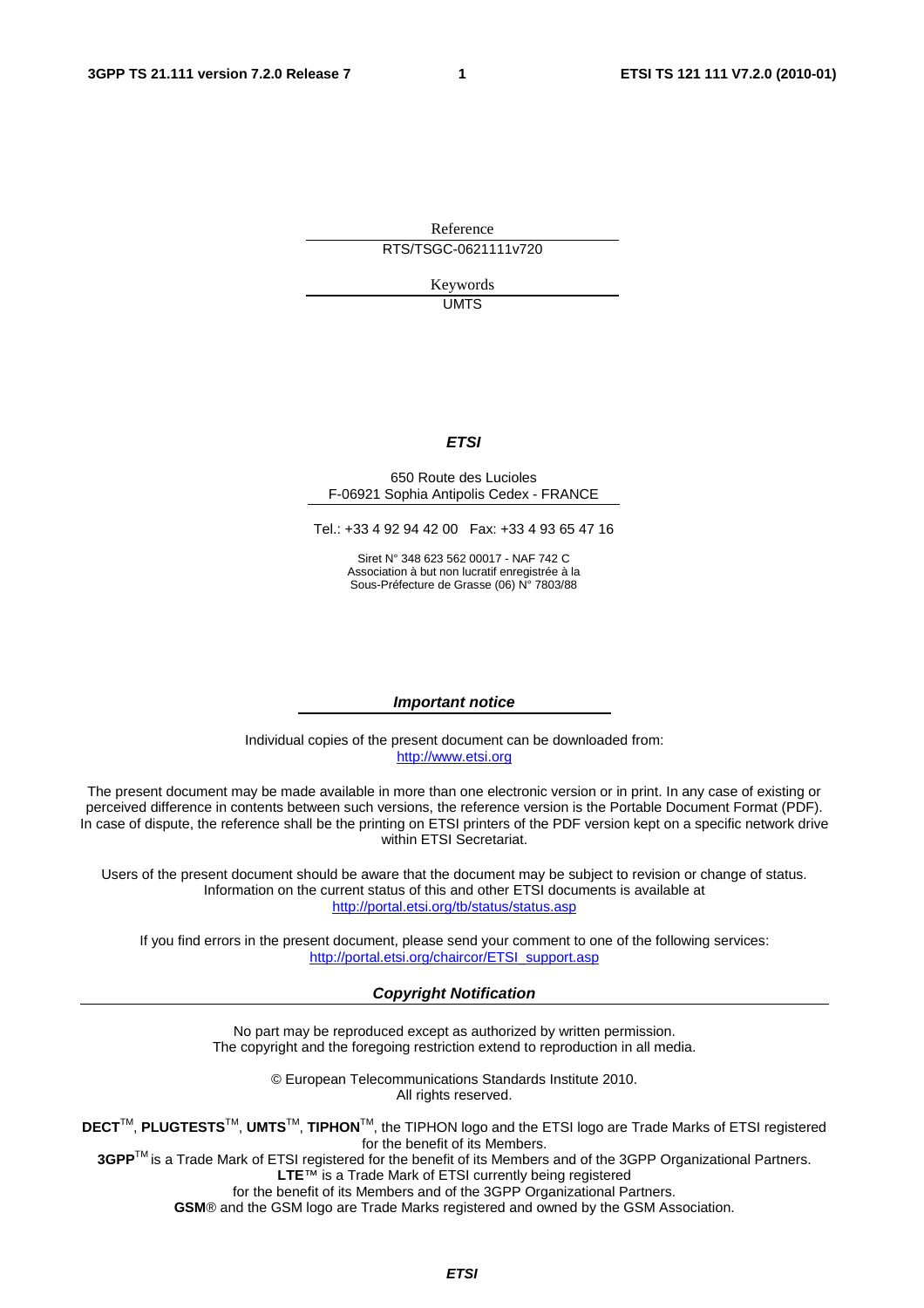Reference

RTS/TSGC-0621111v720

Keywords

UMTS

***ETSI***

650 Route des Lucioles
F-06921 Sophia Antipolis Cedex - FRANCE

Tel.: +33 4 92 94 42 00 Fax: +33 4 93 65 47 16

Siret N° 348 623 562 00017 - NAF 742 C
Association à but non lucratif enregistrée à la
Sous-Préfecture de Grasse (06) N° 7803/88

***Important notice***

Individual copies of the present document can be downloaded from:
http://www.etsi.org

The present document may be made available in more than one electronic version or in print. In any case of existing or perceived difference in contents between such versions, the reference version is the Portable Document Format (PDF). In case of dispute, the reference shall be the printing on ETSI printers of the PDF version kept on a specific network drive within ETSI Secretariat.

Users of the present document should be aware that the document may be subject to revision or change of status. Information on the current status of this and other ETSI documents is available at
http://portal.etsi.org/tb/status/status.asp

If you find errors in the present document, please send your comment to one of the following services:
http://portal.etsi.org/chaircor/ETSI_support.asp

***Copyright Notification***

No part may be reproduced except as authorized by written permission.
The copyright and the foregoing restriction extend to reproduction in all media.

© European Telecommunications Standards Institute 2010.
All rights reserved.

**DECT**TM, **PLUGTESTS**TM, **UMTS**TM, **TIPHON**TM, the TIPHON logo and the ETSI logo are Trade Marks of ETSI registered for the benefit of its Members.
**3GPP**TM is a Trade Mark of ETSI registered for the benefit of its Members and of the 3GPP Organizational Partners.
**LTE**™ is a Trade Mark of ETSI currently being registered
for the benefit of its Members and of the 3GPP Organizational Partners.
**GSM**® and the GSM logo are Trade Marks registered and owned by the GSM Association.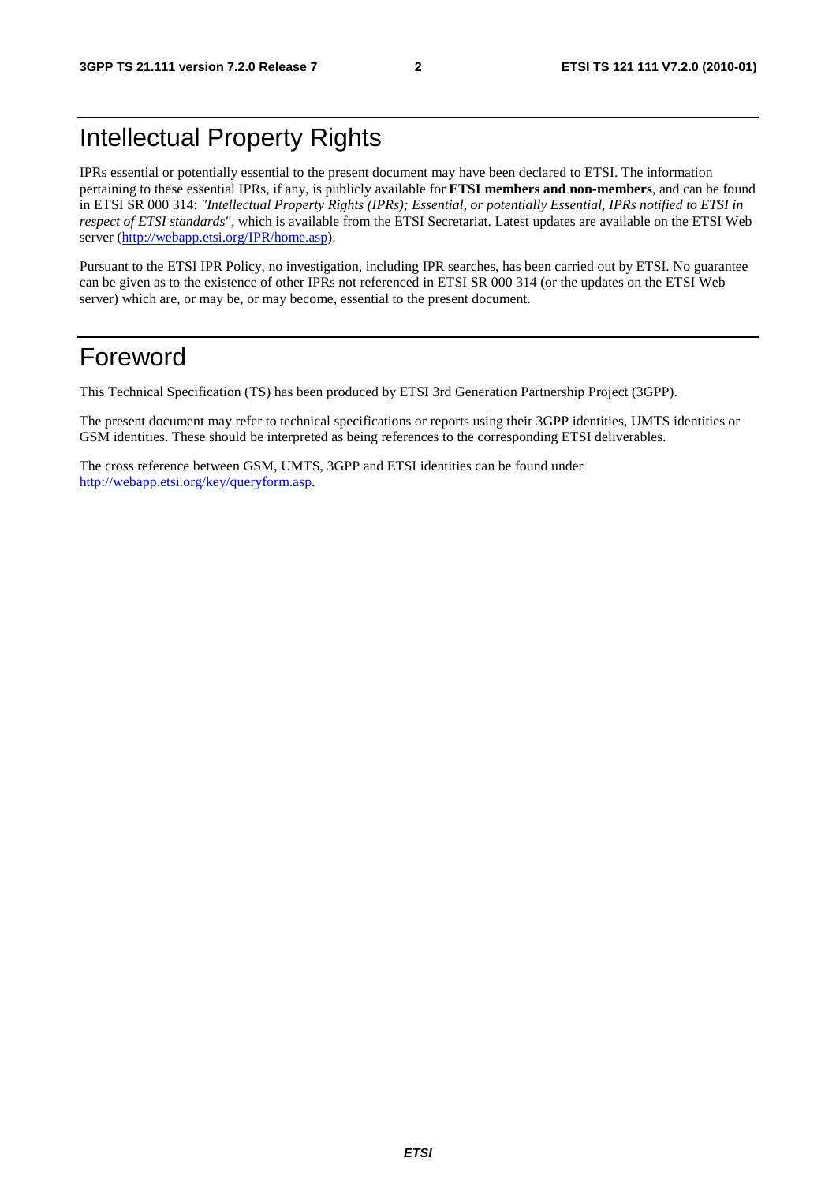# Intellectual Property Rights

IPRs essential or potentially essential to the present document may have been declared to ETSI. The information pertaining to these essential IPRs, if any, is publicly available for **ETSI members and non-members**, and can be found in ETSI SR 000 314: *"Intellectual Property Rights (IPRs); Essential, or potentially Essential, IPRs notified to ETSI in respect of ETSI standards"*, which is available from the ETSI Secretariat. Latest updates are available on the ETSI Web server (http://webapp.etsi.org/IPR/home.asp).

Pursuant to the ETSI IPR Policy, no investigation, including IPR searches, has been carried out by ETSI. No guarantee can be given as to the existence of other IPRs not referenced in ETSI SR 000 314 (or the updates on the ETSI Web server) which are, or may be, or may become, essential to the present document.

# Foreword

This Technical Specification (TS) has been produced by ETSI 3rd Generation Partnership Project (3GPP).

The present document may refer to technical specifications or reports using their 3GPP identities, UMTS identities or GSM identities. These should be interpreted as being references to the corresponding ETSI deliverables.

The cross reference between GSM, UMTS, 3GPP and ETSI identities can be found under http://webapp.etsi.org/key/queryform.asp.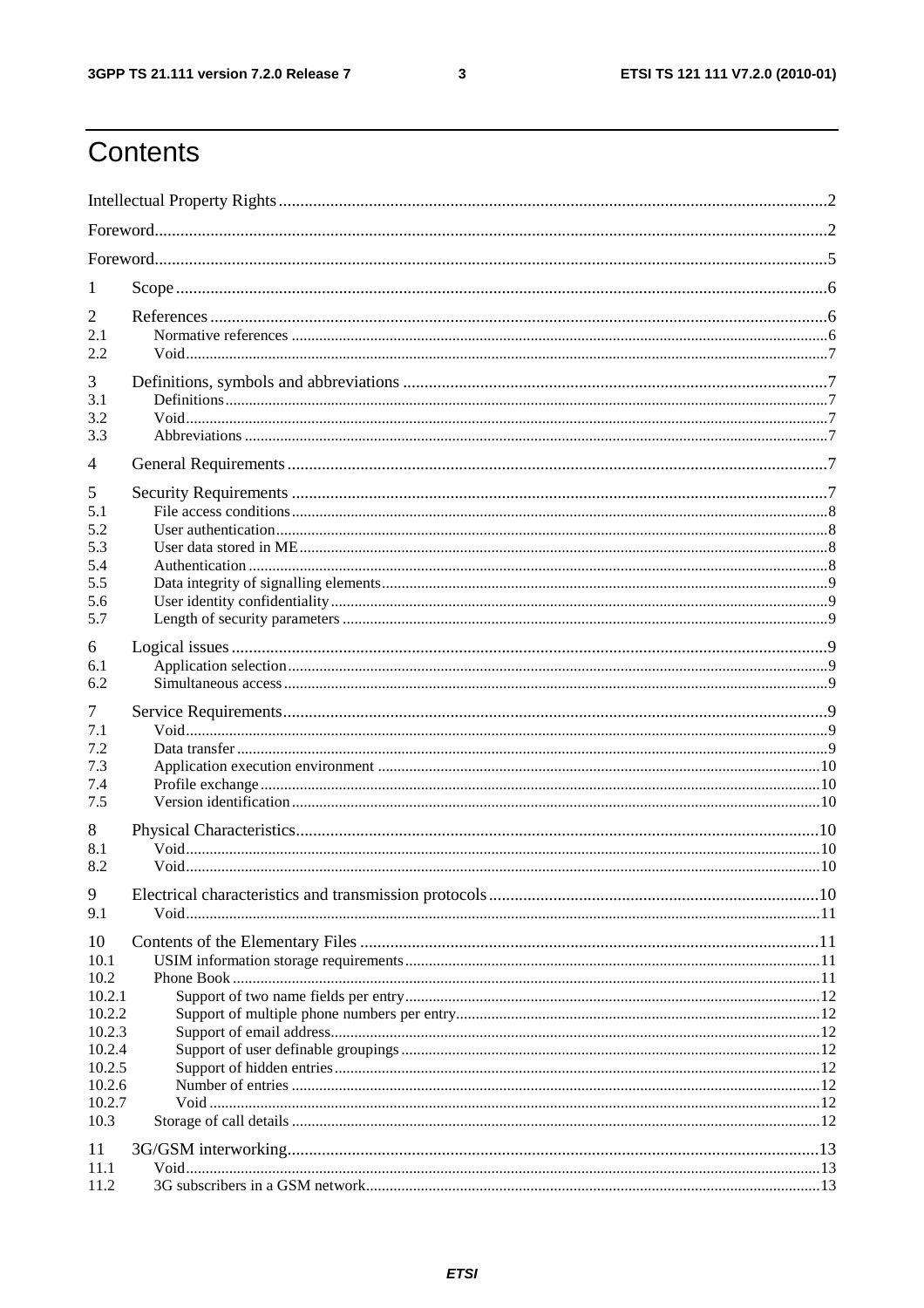# Contents

Intellectual Property Rights ..... 2

Foreword ..... 2

Foreword ..... 5

1 Scope ..... 6

2 References ..... 6
- 2.1 Normative references ..... 6
- 2.2 Void ..... 7

3 Definitions, symbols and abbreviations ..... 7
- 3.1 Definitions ..... 7
- 3.2 Void ..... 7
- 3.3 Abbreviations ..... 7

4 General Requirements ..... 7

5 Security Requirements ..... 7
- 5.1 File access conditions ..... 8
- 5.2 User authentication ..... 8
- 5.3 User data stored in ME ..... 8
- 5.4 Authentication ..... 8
- 5.5 Data integrity of signalling elements ..... 9
- 5.6 User identity confidentiality ..... 9
- 5.7 Length of security parameters ..... 9

6 Logical issues ..... 9
- 6.1 Application selection ..... 9
- 6.2 Simultaneous access ..... 9

7 Service Requirements ..... 9
- 7.1 Void ..... 9
- 7.2 Data transfer ..... 9
- 7.3 Application execution environment ..... 10
- 7.4 Profile exchange ..... 10
- 7.5 Version identification ..... 10

8 Physical Characteristics ..... 10
- 8.1 Void ..... 10
- 8.2 Void ..... 10

9 Electrical characteristics and transmission protocols ..... 10
- 9.1 Void ..... 11

10 Contents of the Elementary Files ..... 11
- 10.1 USIM information storage requirements ..... 11
- 10.2 Phone Book ..... 11
  - 10.2.1 Support of two name fields per entry ..... 12
  - 10.2.2 Support of multiple phone numbers per entry ..... 12
  - 10.2.3 Support of email address ..... 12
  - 10.2.4 Support of user definable groupings ..... 12
  - 10.2.5 Support of hidden entries ..... 12
  - 10.2.6 Number of entries ..... 12
  - 10.2.7 Void ..... 12
- 10.3 Storage of call details ..... 12

11 3G/GSM interworking ..... 13
- 11.1 Void ..... 13
- 11.2 3G subscribers in a GSM network ..... 13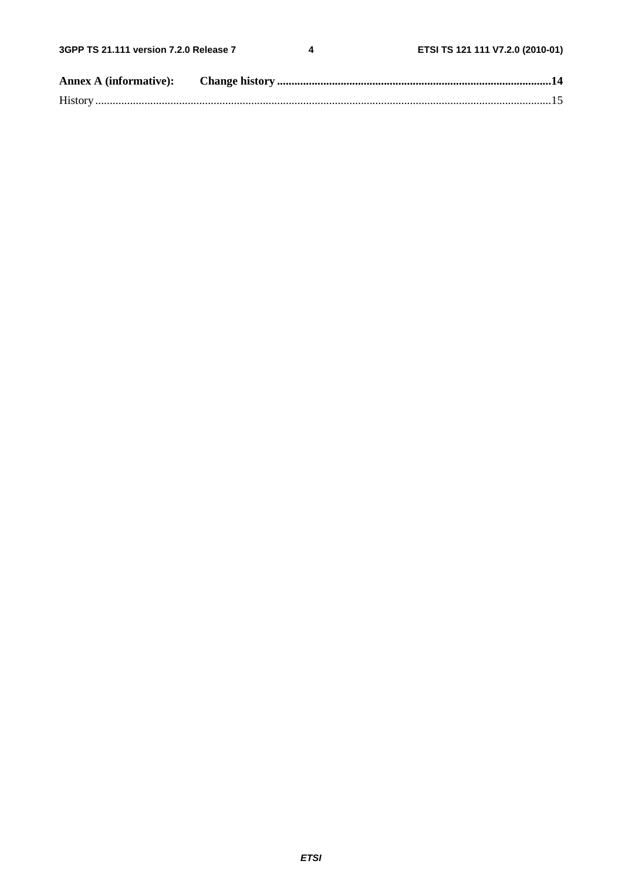**Annex A (informative): Change history ..............................................................................................14**

History ...............................................................................................................................................................15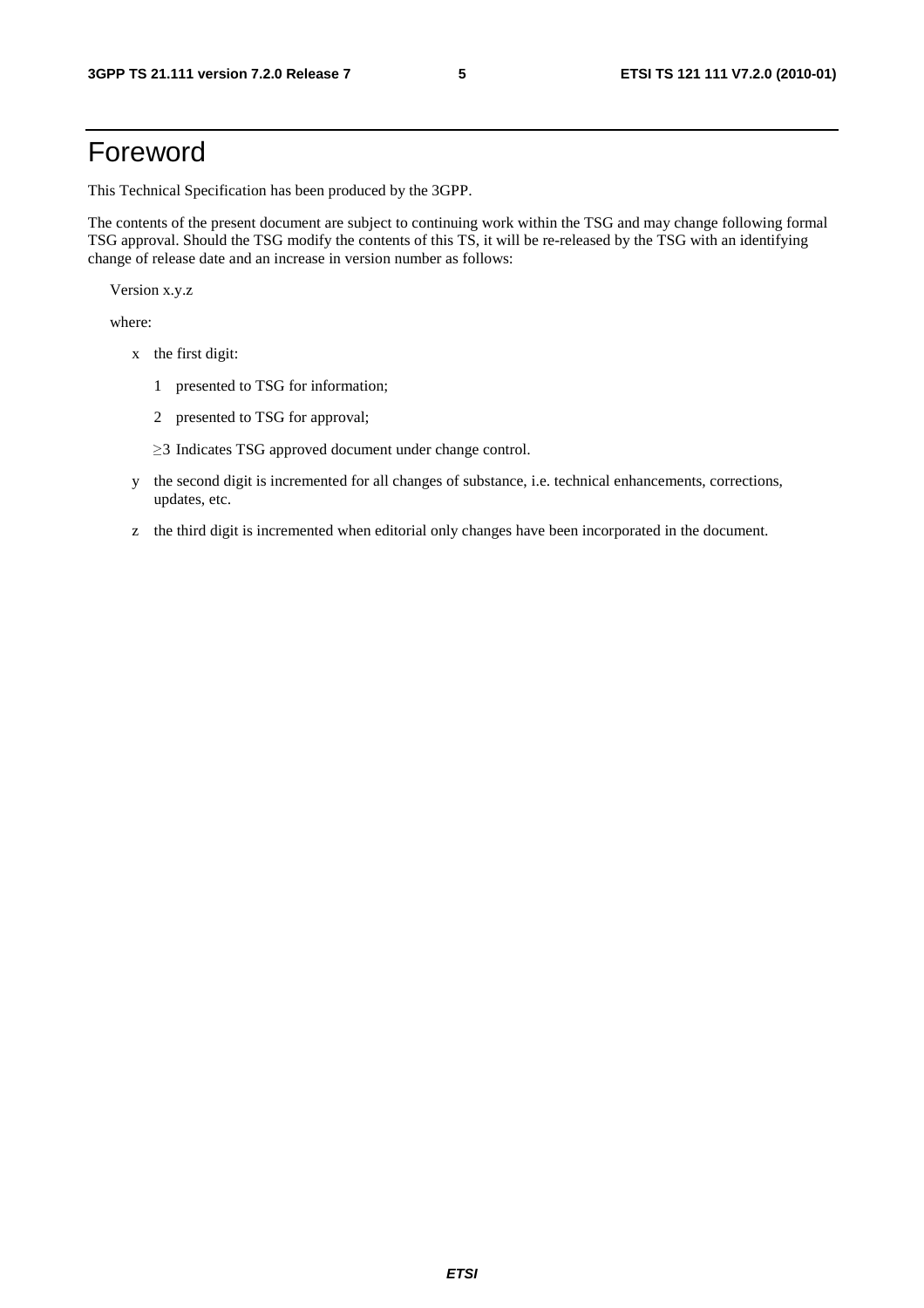# Foreword

This Technical Specification has been produced by the 3GPP.

The contents of the present document are subject to continuing work within the TSG and may change following formal TSG approval. Should the TSG modify the contents of this TS, it will be re-released by the TSG with an identifying change of release date and an increase in version number as follows:

Version x.y.z

where:

- x the first digit:
  - 1 presented to TSG for information;
  - 2 presented to TSG for approval;
  - ≥3 Indicates TSG approved document under change control.
- y the second digit is incremented for all changes of substance, i.e. technical enhancements, corrections, updates, etc.
- z the third digit is incremented when editorial only changes have been incorporated in the document.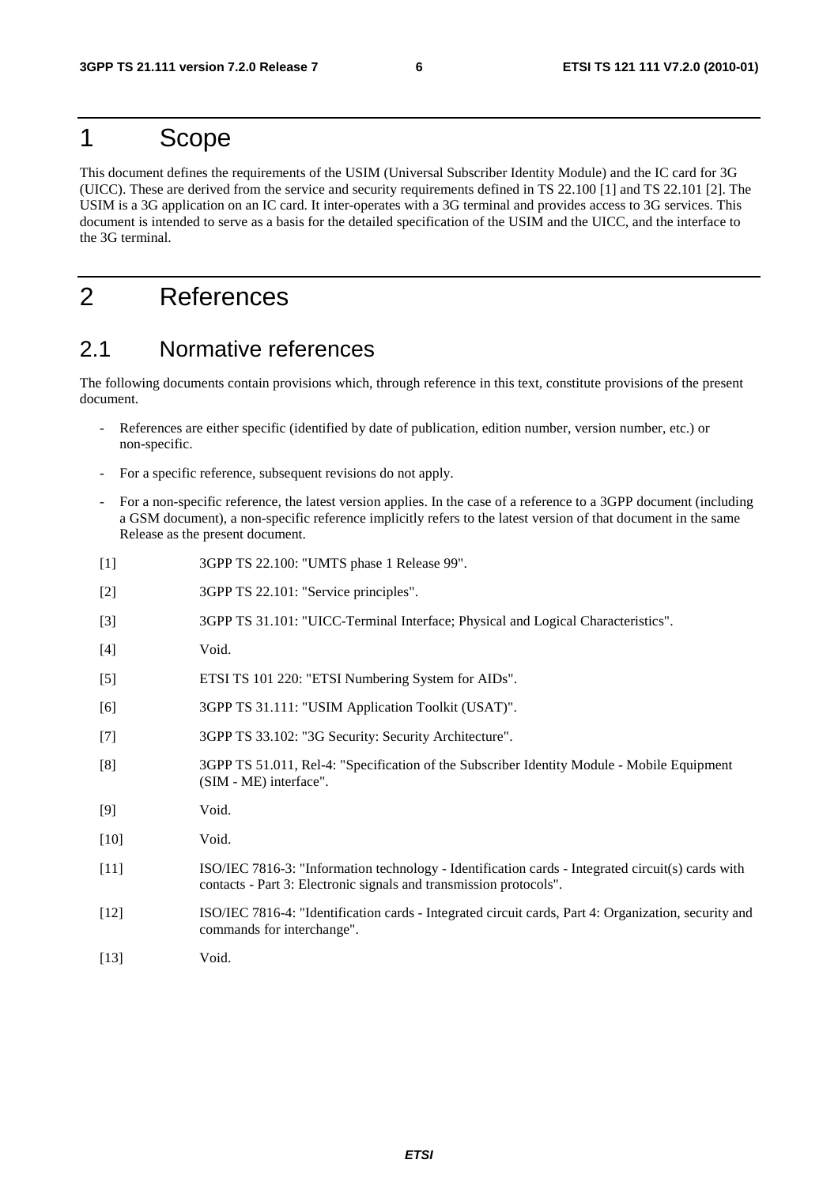# 1 Scope

This document defines the requirements of the USIM (Universal Subscriber Identity Module) and the IC card for 3G (UICC). These are derived from the service and security requirements defined in TS 22.100 [1] and TS 22.101 [2]. The USIM is a 3G application on an IC card. It inter-operates with a 3G terminal and provides access to 3G services. This document is intended to serve as a basis for the detailed specification of the USIM and the UICC, and the interface to the 3G terminal.

# 2 References

## 2.1 Normative references

The following documents contain provisions which, through reference in this text, constitute provisions of the present document.

- References are either specific (identified by date of publication, edition number, version number, etc.) or non-specific.
- For a specific reference, subsequent revisions do not apply.
- For a non-specific reference, the latest version applies. In the case of a reference to a 3GPP document (including a GSM document), a non-specific reference implicitly refers to the latest version of that document in the same Release as the present document.

[1] 3GPP TS 22.100: "UMTS phase 1 Release 99".

[2] 3GPP TS 22.101: "Service principles".

[3] 3GPP TS 31.101: "UICC-Terminal Interface; Physical and Logical Characteristics".

[4] Void.

[5] ETSI TS 101 220: "ETSI Numbering System for AIDs".

[6] 3GPP TS 31.111: "USIM Application Toolkit (USAT)".

[7] 3GPP TS 33.102: "3G Security: Security Architecture".

[8] 3GPP TS 51.011, Rel-4: "Specification of the Subscriber Identity Module - Mobile Equipment (SIM - ME) interface".

[9] Void.

[10] Void.

[11] ISO/IEC 7816-3: "Information technology - Identification cards - Integrated circuit(s) cards with contacts - Part 3: Electronic signals and transmission protocols".

[12] ISO/IEC 7816-4: "Identification cards - Integrated circuit cards, Part 4: Organization, security and commands for interchange".

[13] Void.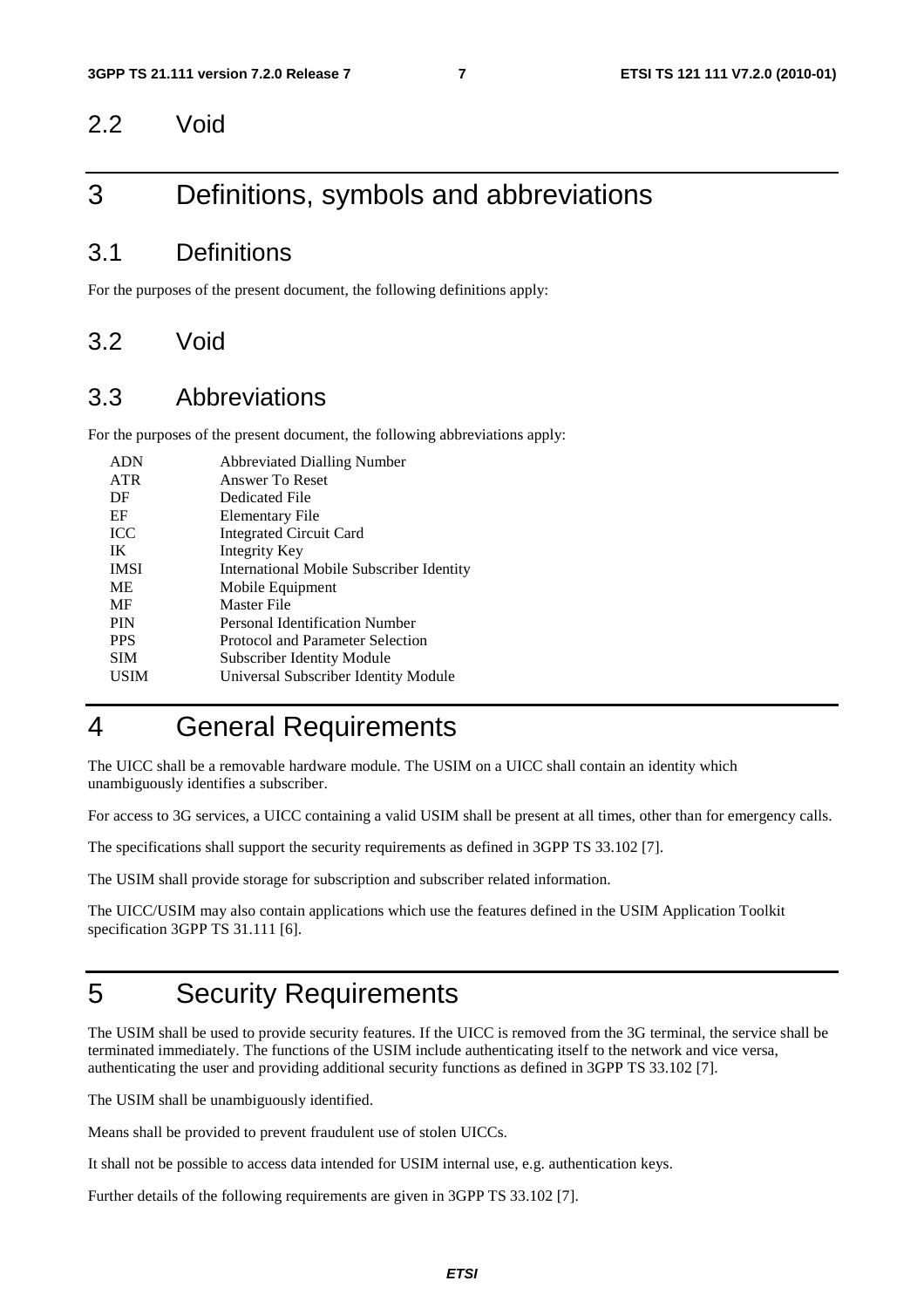## 2.2 Void

# 3 Definitions, symbols and abbreviations

## 3.1 Definitions

For the purposes of the present document, the following definitions apply:

## 3.2 Void

## 3.3 Abbreviations

For the purposes of the present document, the following abbreviations apply:

| | |
|---|---|
| ADN | Abbreviated Dialling Number |
| ATR | Answer To Reset |
| DF | Dedicated File |
| EF | Elementary File |
| ICC | Integrated Circuit Card |
| IK | Integrity Key |
| IMSI | International Mobile Subscriber Identity |
| ME | Mobile Equipment |
| MF | Master File |
| PIN | Personal Identification Number |
| PPS | Protocol and Parameter Selection |
| SIM | Subscriber Identity Module |
| USIM | Universal Subscriber Identity Module |

# 4 General Requirements

The UICC shall be a removable hardware module. The USIM on a UICC shall contain an identity which unambiguously identifies a subscriber.

For access to 3G services, a UICC containing a valid USIM shall be present at all times, other than for emergency calls.

The specifications shall support the security requirements as defined in 3GPP TS 33.102 [7].

The USIM shall provide storage for subscription and subscriber related information.

The UICC/USIM may also contain applications which use the features defined in the USIM Application Toolkit specification 3GPP TS 31.111 [6].

# 5 Security Requirements

The USIM shall be used to provide security features. If the UICC is removed from the 3G terminal, the service shall be terminated immediately. The functions of the USIM include authenticating itself to the network and vice versa, authenticating the user and providing additional security functions as defined in 3GPP TS 33.102 [7].

The USIM shall be unambiguously identified.

Means shall be provided to prevent fraudulent use of stolen UICCs.

It shall not be possible to access data intended for USIM internal use, e.g. authentication keys.

Further details of the following requirements are given in 3GPP TS 33.102 [7].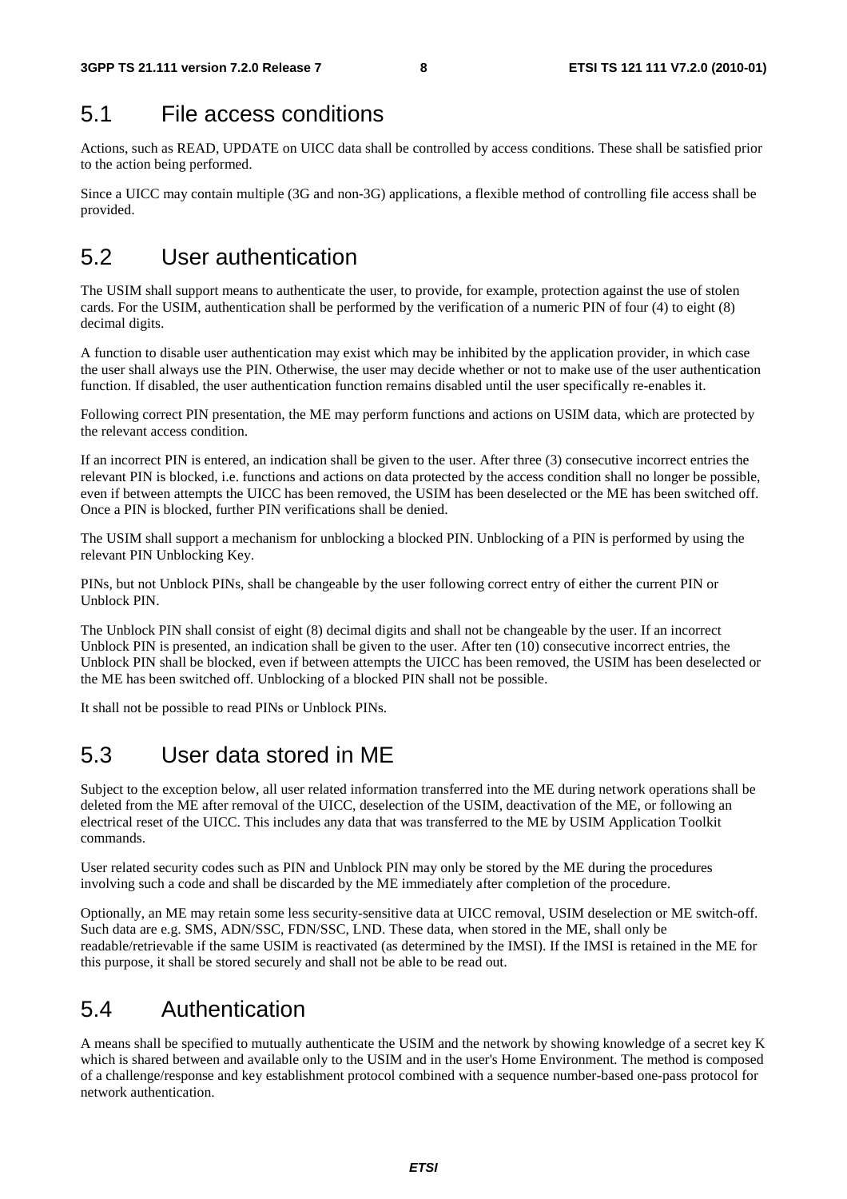## 5.1 File access conditions

Actions, such as READ, UPDATE on UICC data shall be controlled by access conditions. These shall be satisfied prior to the action being performed.

Since a UICC may contain multiple (3G and non-3G) applications, a flexible method of controlling file access shall be provided.

## 5.2 User authentication

The USIM shall support means to authenticate the user, to provide, for example, protection against the use of stolen cards. For the USIM, authentication shall be performed by the verification of a numeric PIN of four (4) to eight (8) decimal digits.

A function to disable user authentication may exist which may be inhibited by the application provider, in which case the user shall always use the PIN. Otherwise, the user may decide whether or not to make use of the user authentication function. If disabled, the user authentication function remains disabled until the user specifically re-enables it.

Following correct PIN presentation, the ME may perform functions and actions on USIM data, which are protected by the relevant access condition.

If an incorrect PIN is entered, an indication shall be given to the user. After three (3) consecutive incorrect entries the relevant PIN is blocked, i.e. functions and actions on data protected by the access condition shall no longer be possible, even if between attempts the UICC has been removed, the USIM has been deselected or the ME has been switched off. Once a PIN is blocked, further PIN verifications shall be denied.

The USIM shall support a mechanism for unblocking a blocked PIN. Unblocking of a PIN is performed by using the relevant PIN Unblocking Key.

PINs, but not Unblock PINs, shall be changeable by the user following correct entry of either the current PIN or Unblock PIN.

The Unblock PIN shall consist of eight (8) decimal digits and shall not be changeable by the user. If an incorrect Unblock PIN is presented, an indication shall be given to the user. After ten (10) consecutive incorrect entries, the Unblock PIN shall be blocked, even if between attempts the UICC has been removed, the USIM has been deselected or the ME has been switched off. Unblocking of a blocked PIN shall not be possible.

It shall not be possible to read PINs or Unblock PINs.

## 5.3 User data stored in ME

Subject to the exception below, all user related information transferred into the ME during network operations shall be deleted from the ME after removal of the UICC, deselection of the USIM, deactivation of the ME, or following an electrical reset of the UICC. This includes any data that was transferred to the ME by USIM Application Toolkit commands.

User related security codes such as PIN and Unblock PIN may only be stored by the ME during the procedures involving such a code and shall be discarded by the ME immediately after completion of the procedure.

Optionally, an ME may retain some less security-sensitive data at UICC removal, USIM deselection or ME switch-off. Such data are e.g. SMS, ADN/SSC, FDN/SSC, LND. These data, when stored in the ME, shall only be readable/retrievable if the same USIM is reactivated (as determined by the IMSI). If the IMSI is retained in the ME for this purpose, it shall be stored securely and shall not be able to be read out.

## 5.4 Authentication

A means shall be specified to mutually authenticate the USIM and the network by showing knowledge of a secret key K which is shared between and available only to the USIM and in the user's Home Environment. The method is composed of a challenge/response and key establishment protocol combined with a sequence number-based one-pass protocol for network authentication.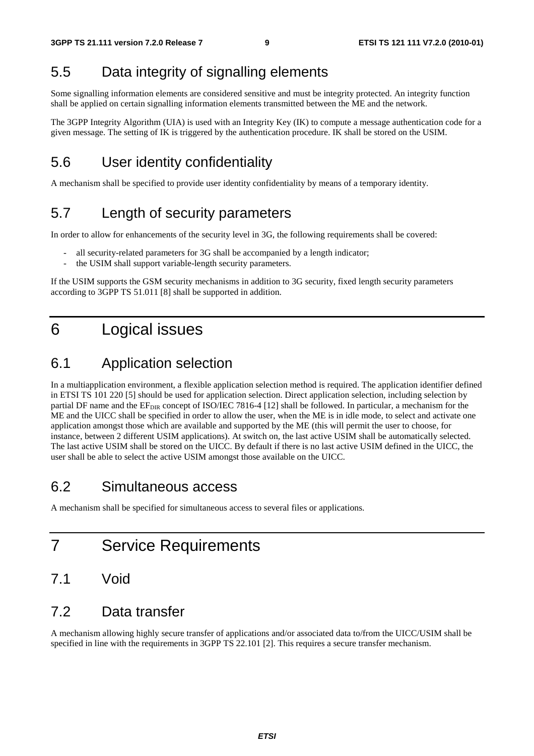## 5.5 Data integrity of signalling elements

Some signalling information elements are considered sensitive and must be integrity protected. An integrity function shall be applied on certain signalling information elements transmitted between the ME and the network.

The 3GPP Integrity Algorithm (UIA) is used with an Integrity Key (IK) to compute a message authentication code for a given message. The setting of IK is triggered by the authentication procedure. IK shall be stored on the USIM.

## 5.6 User identity confidentiality

A mechanism shall be specified to provide user identity confidentiality by means of a temporary identity.

## 5.7 Length of security parameters

In order to allow for enhancements of the security level in 3G, the following requirements shall be covered:

- all security-related parameters for 3G shall be accompanied by a length indicator;
- the USIM shall support variable-length security parameters.

If the USIM supports the GSM security mechanisms in addition to 3G security, fixed length security parameters according to 3GPP TS 51.011 [8] shall be supported in addition.

# 6 Logical issues

## 6.1 Application selection

In a multiapplication environment, a flexible application selection method is required. The application identifier defined in ETSI TS 101 220 [5] should be used for application selection. Direct application selection, including selection by partial DF name and the $EF_{DIR}$ concept of ISO/IEC 7816-4 [12] shall be followed. In particular, a mechanism for the ME and the UICC shall be specified in order to allow the user, when the ME is in idle mode, to select and activate one application amongst those which are available and supported by the ME (this will permit the user to choose, for instance, between 2 different USIM applications). At switch on, the last active USIM shall be automatically selected. The last active USIM shall be stored on the UICC. By default if there is no last active USIM defined in the UICC, the user shall be able to select the active USIM amongst those available on the UICC.

## 6.2 Simultaneous access

A mechanism shall be specified for simultaneous access to several files or applications.

# 7 Service Requirements

## 7.1 Void

## 7.2 Data transfer

A mechanism allowing highly secure transfer of applications and/or associated data to/from the UICC/USIM shall be specified in line with the requirements in 3GPP TS 22.101 [2]. This requires a secure transfer mechanism.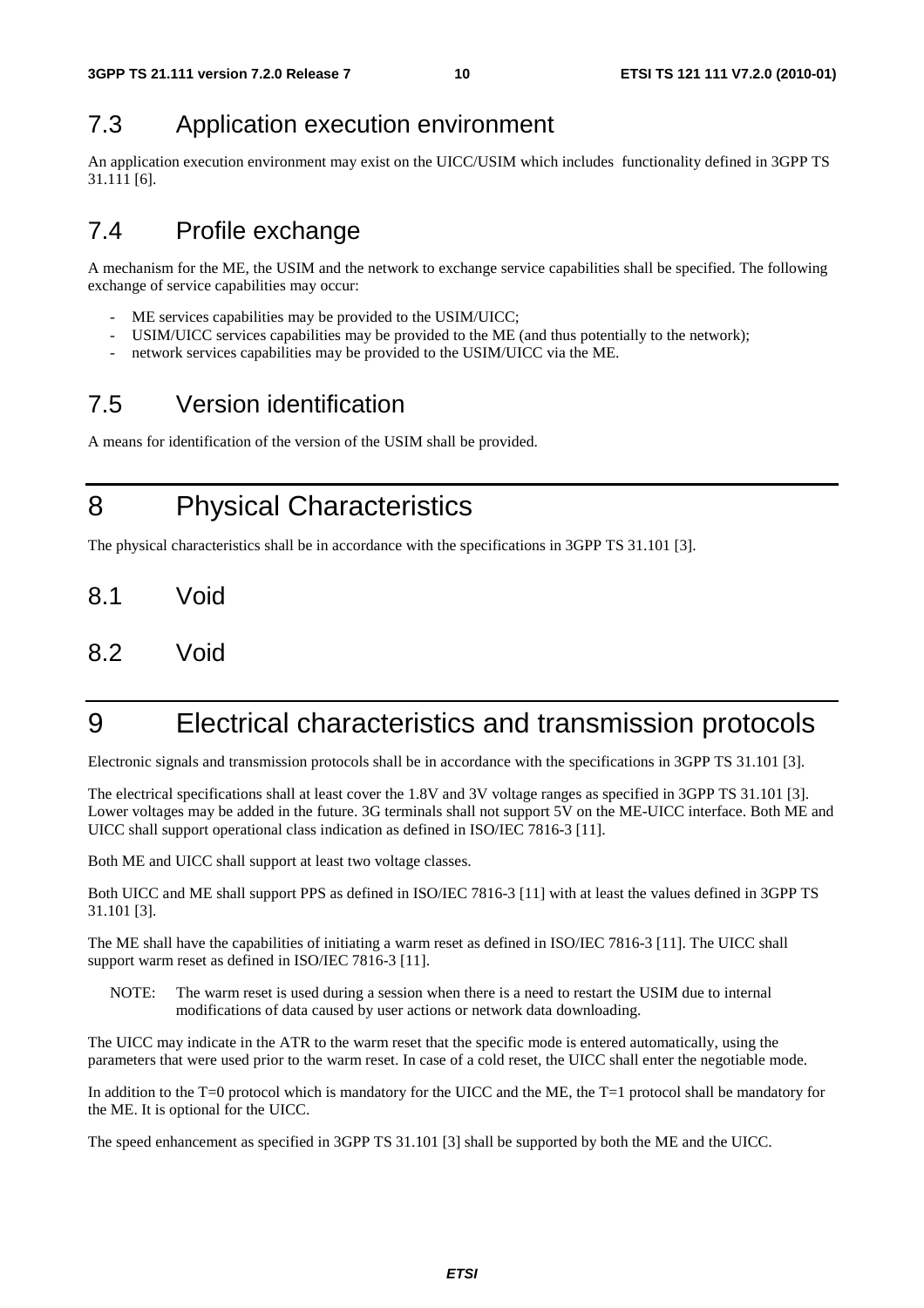## 7.3 Application execution environment

An application execution environment may exist on the UICC/USIM which includes functionality defined in 3GPP TS 31.111 [6].

## 7.4 Profile exchange

A mechanism for the ME, the USIM and the network to exchange service capabilities shall be specified. The following exchange of service capabilities may occur:

- ME services capabilities may be provided to the USIM/UICC;
- USIM/UICC services capabilities may be provided to the ME (and thus potentially to the network);
- network services capabilities may be provided to the USIM/UICC via the ME.

## 7.5 Version identification

A means for identification of the version of the USIM shall be provided.

# 8 Physical Characteristics

The physical characteristics shall be in accordance with the specifications in 3GPP TS 31.101 [3].

## 8.1 Void

## 8.2 Void

# 9 Electrical characteristics and transmission protocols

Electronic signals and transmission protocols shall be in accordance with the specifications in 3GPP TS 31.101 [3].

The electrical specifications shall at least cover the 1.8V and 3V voltage ranges as specified in 3GPP TS 31.101 [3]. Lower voltages may be added in the future. 3G terminals shall not support 5V on the ME-UICC interface. Both ME and UICC shall support operational class indication as defined in ISO/IEC 7816-3 [11].

Both ME and UICC shall support at least two voltage classes.

Both UICC and ME shall support PPS as defined in ISO/IEC 7816-3 [11] with at least the values defined in 3GPP TS 31.101 [3].

The ME shall have the capabilities of initiating a warm reset as defined in ISO/IEC 7816-3 [11]. The UICC shall support warm reset as defined in ISO/IEC 7816-3 [11].

NOTE: The warm reset is used during a session when there is a need to restart the USIM due to internal modifications of data caused by user actions or network data downloading.

The UICC may indicate in the ATR to the warm reset that the specific mode is entered automatically, using the parameters that were used prior to the warm reset. In case of a cold reset, the UICC shall enter the negotiable mode.

In addition to the T=0 protocol which is mandatory for the UICC and the ME, the T=1 protocol shall be mandatory for the ME. It is optional for the UICC.

The speed enhancement as specified in 3GPP TS 31.101 [3] shall be supported by both the ME and the UICC.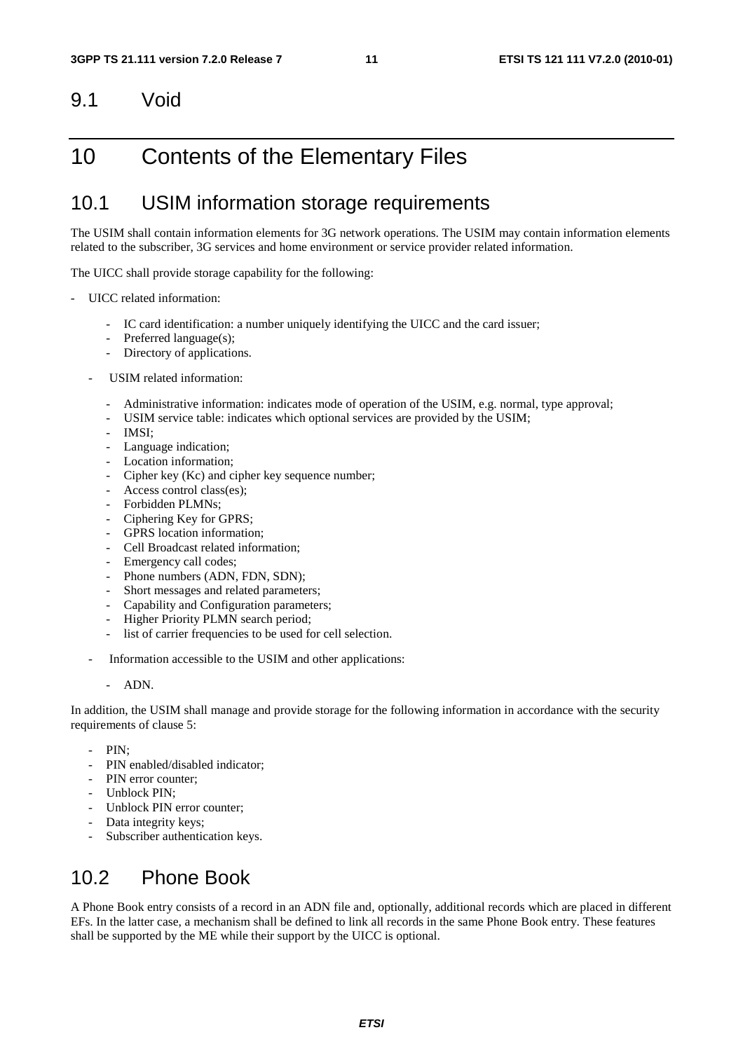## 9.1 Void

# 10 Contents of the Elementary Files

## 10.1 USIM information storage requirements

The USIM shall contain information elements for 3G network operations. The USIM may contain information elements related to the subscriber, 3G services and home environment or service provider related information.

The UICC shall provide storage capability for the following:

- UICC related information:
    - IC card identification: a number uniquely identifying the UICC and the card issuer;
    - Preferred language(s);
    - Directory of applications.
- USIM related information:
    - Administrative information: indicates mode of operation of the USIM, e.g. normal, type approval;
    - USIM service table: indicates which optional services are provided by the USIM;
    - IMSI;
    - Language indication;
    - Location information;
    - Cipher key (Kc) and cipher key sequence number;
    - Access control class(es);
    - Forbidden PLMNs;
    - Ciphering Key for GPRS;
    - GPRS location information;
    - Cell Broadcast related information;
    - Emergency call codes;
    - Phone numbers (ADN, FDN, SDN);
    - Short messages and related parameters;
    - Capability and Configuration parameters;
    - Higher Priority PLMN search period;
    - list of carrier frequencies to be used for cell selection.
- Information accessible to the USIM and other applications:
    - ADN.

In addition, the USIM shall manage and provide storage for the following information in accordance with the security requirements of clause 5:

- PIN;
- PIN enabled/disabled indicator;
- PIN error counter;
- Unblock PIN;
- Unblock PIN error counter;
- Data integrity keys;
- Subscriber authentication keys.

## 10.2 Phone Book

A Phone Book entry consists of a record in an ADN file and, optionally, additional records which are placed in different EFs. In the latter case, a mechanism shall be defined to link all records in the same Phone Book entry. These features shall be supported by the ME while their support by the UICC is optional.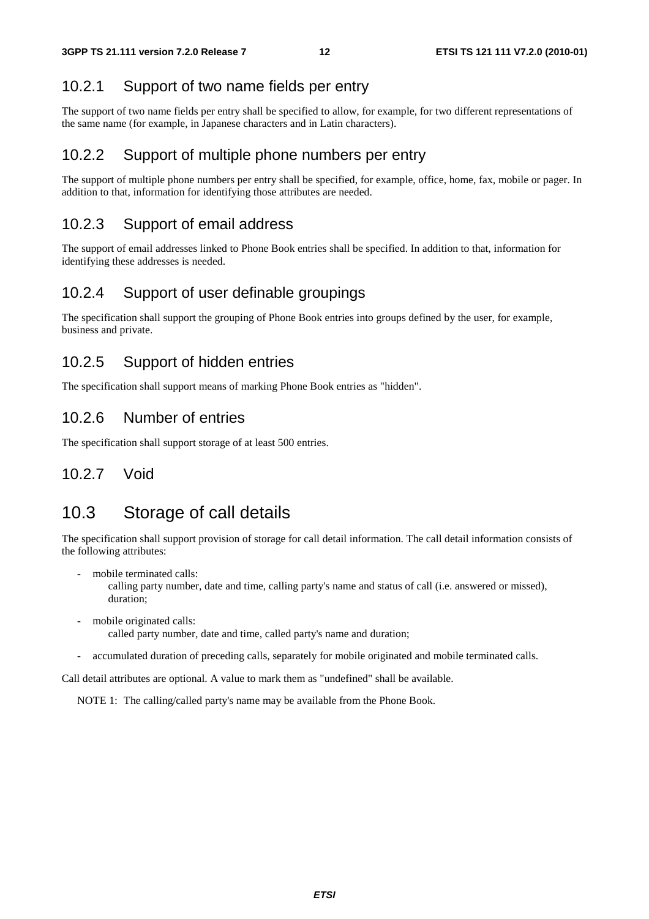### 10.2.1 Support of two name fields per entry

The support of two name fields per entry shall be specified to allow, for example, for two different representations of the same name (for example, in Japanese characters and in Latin characters).

### 10.2.2 Support of multiple phone numbers per entry

The support of multiple phone numbers per entry shall be specified, for example, office, home, fax, mobile or pager. In addition to that, information for identifying those attributes are needed.

### 10.2.3 Support of email address

The support of email addresses linked to Phone Book entries shall be specified. In addition to that, information for identifying these addresses is needed.

### 10.2.4 Support of user definable groupings

The specification shall support the grouping of Phone Book entries into groups defined by the user, for example, business and private.

### 10.2.5 Support of hidden entries

The specification shall support means of marking Phone Book entries as "hidden".

### 10.2.6 Number of entries

The specification shall support storage of at least 500 entries.

### 10.2.7 Void

## 10.3 Storage of call details

The specification shall support provision of storage for call detail information. The call detail information consists of the following attributes:

- mobile terminated calls:
  calling party number, date and time, calling party's name and status of call (i.e. answered or missed), duration;
- mobile originated calls:
  called party number, date and time, called party's name and duration;
- accumulated duration of preceding calls, separately for mobile originated and mobile terminated calls.

Call detail attributes are optional. A value to mark them as "undefined" shall be available.

NOTE 1: The calling/called party's name may be available from the Phone Book.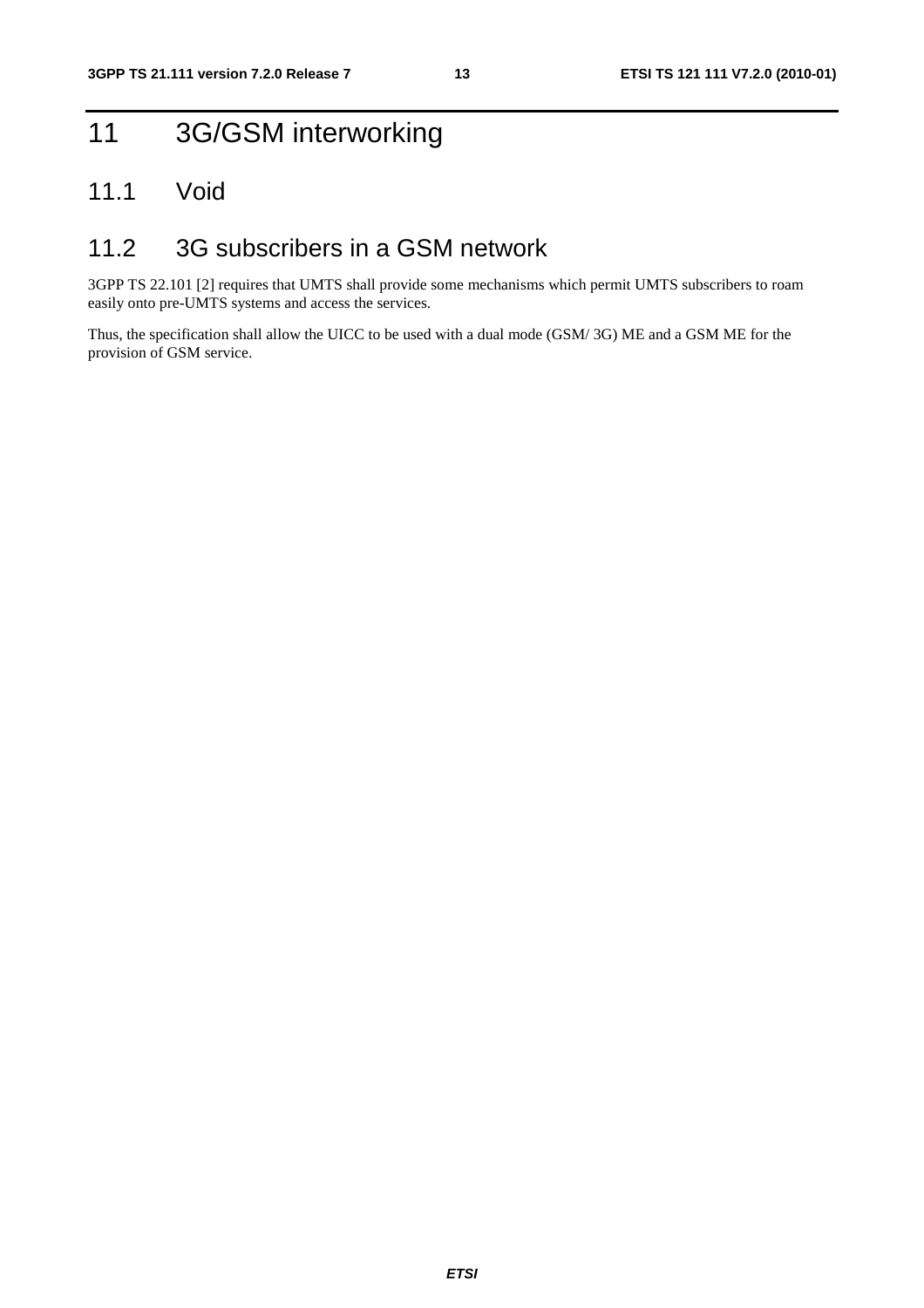# 11 3G/GSM interworking

## 11.1 Void

## 11.2 3G subscribers in a GSM network

3GPP TS 22.101 [2] requires that UMTS shall provide some mechanisms which permit UMTS subscribers to roam easily onto pre-UMTS systems and access the services.

Thus, the specification shall allow the UICC to be used with a dual mode (GSM/ 3G) ME and a GSM ME for the provision of GSM service.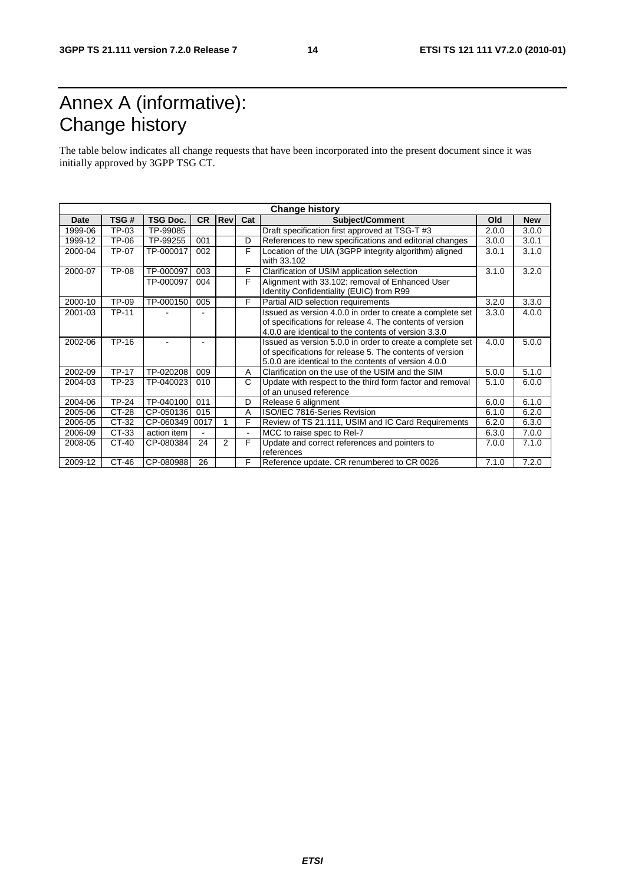# Annex A (informative): Change history

The table below indicates all change requests that have been incorporated into the present document since it was initially approved by 3GPP TSG CT.

| Change history | | | | | | | | |
|---|---|---|---|---|---|---|---|---|
| **Date** | **TSG #** | **TSG Doc.** | **CR** | **Rev** | **Cat** | **Subject/Comment** | **Old** | **New** |
| 1999-06 | TP-03 | TP-99085 | | | | Draft specification first approved at TSG-T #3 | 2.0.0 | 3.0.0 |
| 1999-12 | TP-06 | TP-99255 | 001 | | D | References to new specifications and editorial changes | 3.0.0 | 3.0.1 |
| 2000-04 | TP-07 | TP-000017 | 002 | | F | Location of the UIA (3GPP integrity algorithm) aligned with 33.102 | 3.0.1 | 3.1.0 |
| 2000-07 | TP-08 | TP-000097 | 003 | | F | Clarification of USIM application selection | 3.1.0 | 3.2.0 |
| | | TP-000097 | 004 | | F | Alignment with 33.102: removal of Enhanced User Identity Confidentiality (EUIC) from R99 | | |
| 2000-10 | TP-09 | TP-000150 | 005 | | F | Partial AID selection requirements | 3.2.0 | 3.3.0 |
| 2001-03 | TP-11 | - | - | | | Issued as version 4.0.0 in order to create a complete set of specifications for release 4. The contents of version 4.0.0 are identical to the contents of version 3.3.0 | 3.3.0 | 4.0.0 |
| 2002-06 | TP-16 | - | - | | | Issued as version 5.0.0 in order to create a complete set of specifications for release 5. The contents of version 5.0.0 are identical to the contents of version 4.0.0 | 4.0.0 | 5.0.0 |
| 2002-09 | TP-17 | TP-020208 | 009 | | A | Clarification on the use of the USIM and the SIM | 5.0.0 | 5.1.0 |
| 2004-03 | TP-23 | TP-040023 | 010 | | C | Update with respect to the third form factor and removal of an unused reference | 5.1.0 | 6.0.0 |
| 2004-06 | TP-24 | TP-040100 | 011 | | D | Release 6 alignment | 6.0.0 | 6.1.0 |
| 2005-06 | CT-28 | CP-050136 | 015 | | A | ISO/IEC 7816-Series Revision | 6.1.0 | 6.2.0 |
| 2006-05 | CT-32 | CP-060349 | 0017 | 1 | F | Review of TS 21.111, USIM and IC Card Requirements | 6.2.0 | 6.3.0 |
| 2006-09 | CT-33 | action item | - | | - | MCC to raise spec to Rel-7 | 6.3.0 | 7.0.0 |
| 2008-05 | CT-40 | CP-080384 | 24 | 2 | F | Update and correct references and pointers to references | 7.0.0 | 7.1.0 |
| 2009-12 | CT-46 | CP-080988 | 26 | | F | Reference update. CR renumbered to CR 0026 | 7.1.0 | 7.2.0 |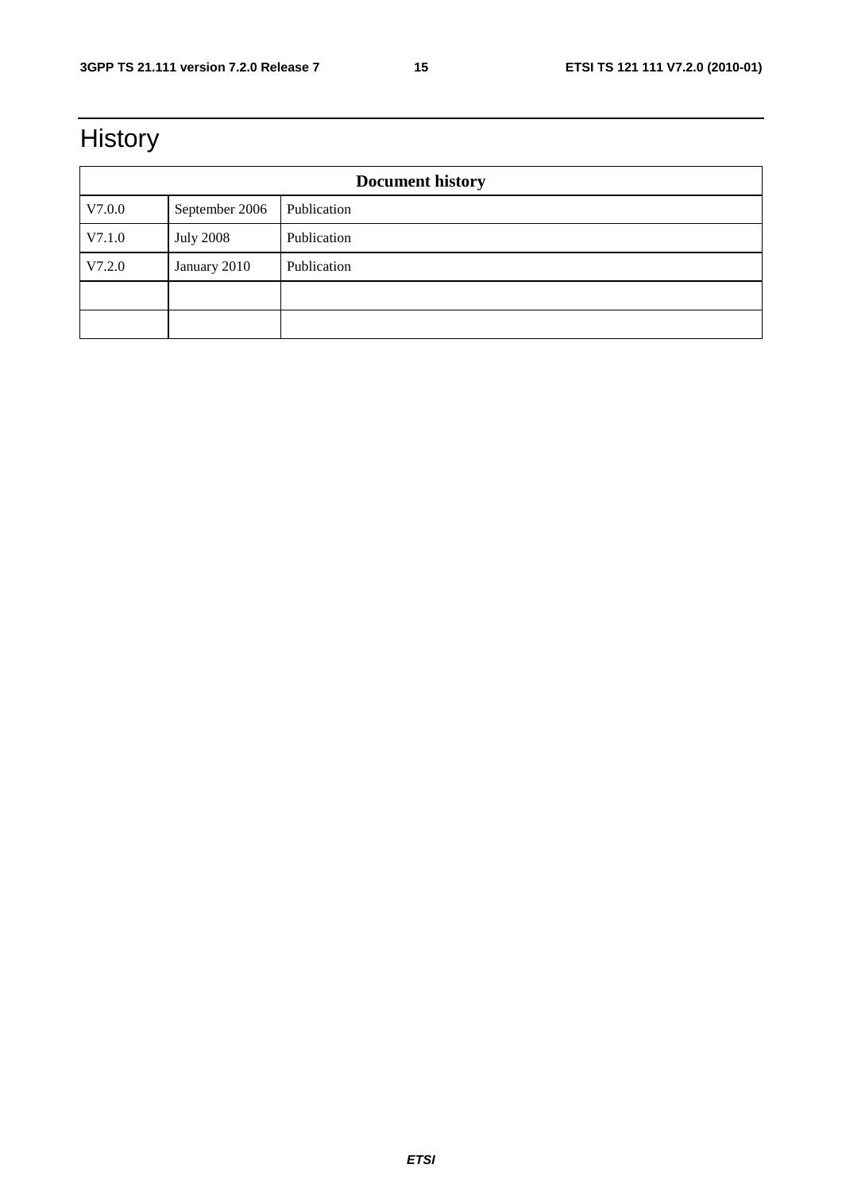# History

| Document history | | |
|---|---|---|
| V7.0.0 | September 2006 | Publication |
| V7.1.0 | July 2008 | Publication |
| V7.2.0 | January 2010 | Publication |
| | | |
| | | |